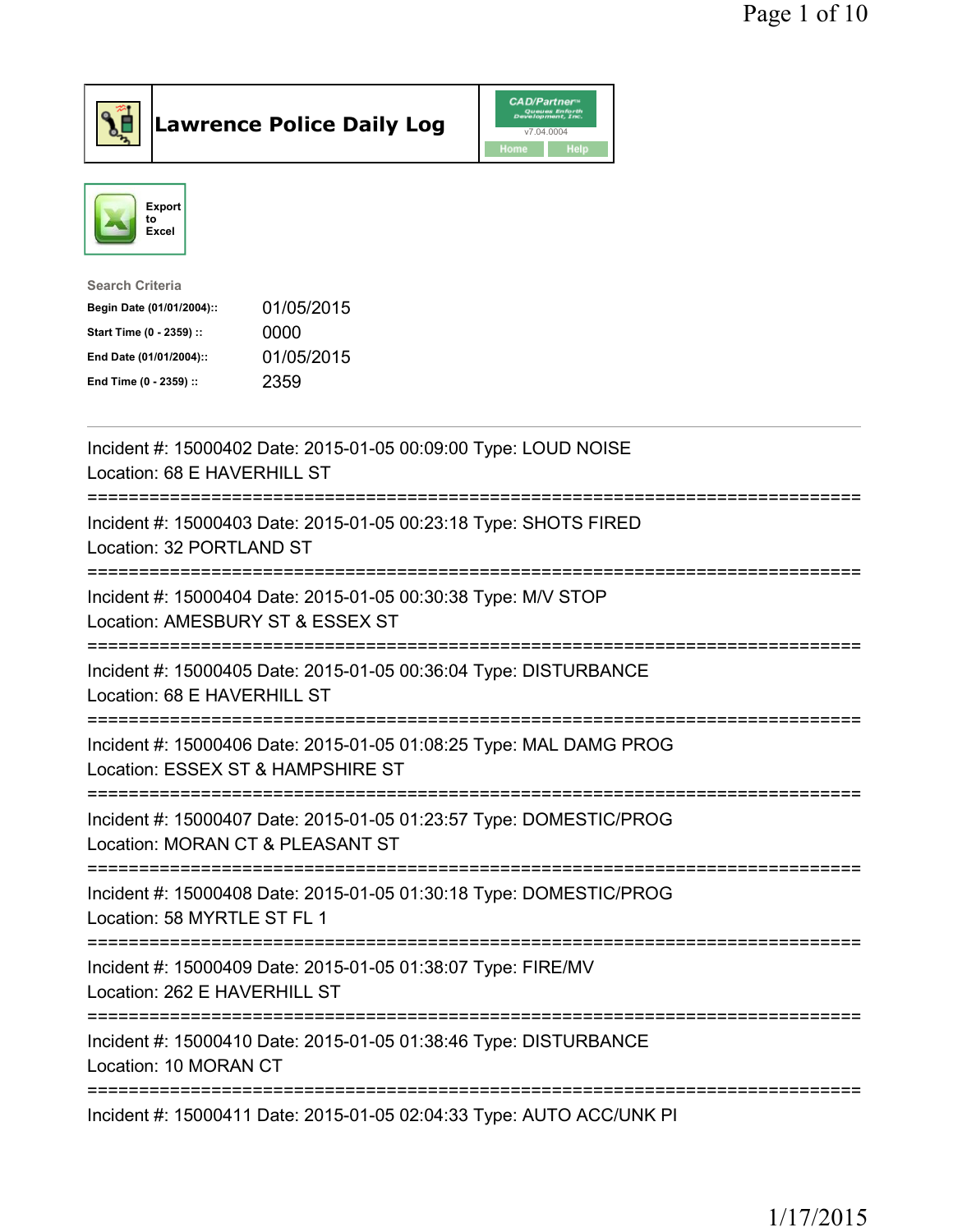# Lawrence Police Daily Log

CAD/Partner v7.04.0004
Home Help

Export to Excel

**Search Criteria**

| | |
|---|---|
| **Begin Date (01/01/2004)::** | 01/05/2015 |
| **Start Time (0 - 2359) ::** | 0000 |
| **End Date (01/01/2004)::** | 01/05/2015 |
| **End Time (0 - 2359) ::** | 2359 |

---

Incident #: 15000402 Date: 2015-01-05 00:09:00 Type: LOUD NOISE
Location: 68 E HAVERHILL ST

===========================================================================

Incident #: 15000403 Date: 2015-01-05 00:23:18 Type: SHOTS FIRED
Location: 32 PORTLAND ST

===========================================================================

Incident #: 15000404 Date: 2015-01-05 00:30:38 Type: M/V STOP
Location: AMESBURY ST & ESSEX ST

===========================================================================

Incident #: 15000405 Date: 2015-01-05 00:36:04 Type: DISTURBANCE
Location: 68 E HAVERHILL ST

===========================================================================

Incident #: 15000406 Date: 2015-01-05 01:08:25 Type: MAL DAMG PROG
Location: ESSEX ST & HAMPSHIRE ST

===========================================================================

Incident #: 15000407 Date: 2015-01-05 01:23:57 Type: DOMESTIC/PROG
Location: MORAN CT & PLEASANT ST

===========================================================================

Incident #: 15000408 Date: 2015-01-05 01:30:18 Type: DOMESTIC/PROG
Location: 58 MYRTLE ST FL 1

===========================================================================

Incident #: 15000409 Date: 2015-01-05 01:38:07 Type: FIRE/MV
Location: 262 E HAVERHILL ST

===========================================================================

Incident #: 15000410 Date: 2015-01-05 01:38:46 Type: DISTURBANCE
Location: 10 MORAN CT

===========================================================================

Incident #: 15000411 Date: 2015-01-05 02:04:33 Type: AUTO ACC/UNK PI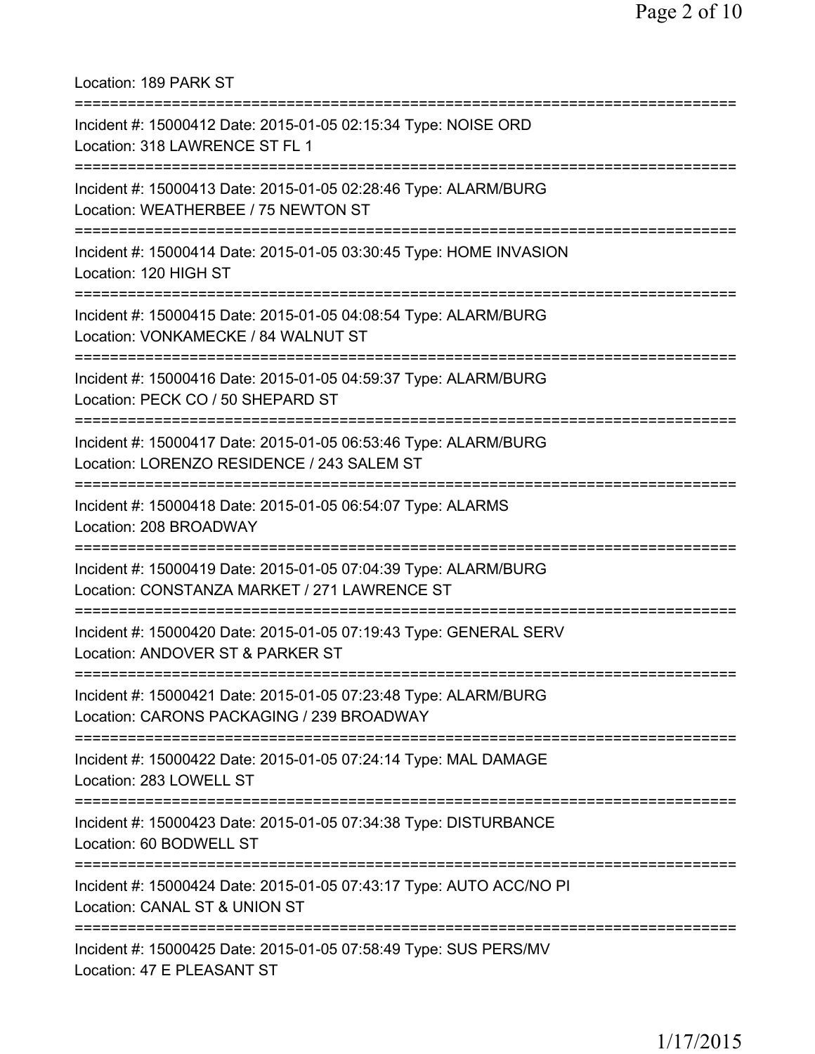Location: 189 PARK ST

===========================================================================

Incident #: 15000412 Date: 2015-01-05 02:15:34 Type: NOISE ORD
Location: 318 LAWRENCE ST FL 1

===========================================================================

Incident #: 15000413 Date: 2015-01-05 02:28:46 Type: ALARM/BURG
Location: WEATHERBEE / 75 NEWTON ST

===========================================================================

Incident #: 15000414 Date: 2015-01-05 03:30:45 Type: HOME INVASION
Location: 120 HIGH ST

===========================================================================

Incident #: 15000415 Date: 2015-01-05 04:08:54 Type: ALARM/BURG
Location: VONKAMECKE / 84 WALNUT ST

===========================================================================

Incident #: 15000416 Date: 2015-01-05 04:59:37 Type: ALARM/BURG
Location: PECK CO / 50 SHEPARD ST

===========================================================================

Incident #: 15000417 Date: 2015-01-05 06:53:46 Type: ALARM/BURG
Location: LORENZO RESIDENCE / 243 SALEM ST

===========================================================================

Incident #: 15000418 Date: 2015-01-05 06:54:07 Type: ALARMS
Location: 208 BROADWAY

===========================================================================

Incident #: 15000419 Date: 2015-01-05 07:04:39 Type: ALARM/BURG
Location: CONSTANZA MARKET / 271 LAWRENCE ST

===========================================================================

Incident #: 15000420 Date: 2015-01-05 07:19:43 Type: GENERAL SERV
Location: ANDOVER ST & PARKER ST

===========================================================================

Incident #: 15000421 Date: 2015-01-05 07:23:48 Type: ALARM/BURG
Location: CARONS PACKAGING / 239 BROADWAY

===========================================================================

Incident #: 15000422 Date: 2015-01-05 07:24:14 Type: MAL DAMAGE
Location: 283 LOWELL ST

===========================================================================

Incident #: 15000423 Date: 2015-01-05 07:34:38 Type: DISTURBANCE
Location: 60 BODWELL ST

===========================================================================

Incident #: 15000424 Date: 2015-01-05 07:43:17 Type: AUTO ACC/NO PI
Location: CANAL ST & UNION ST

===========================================================================

Incident #: 15000425 Date: 2015-01-05 07:58:49 Type: SUS PERS/MV
Location: 47 E PLEASANT ST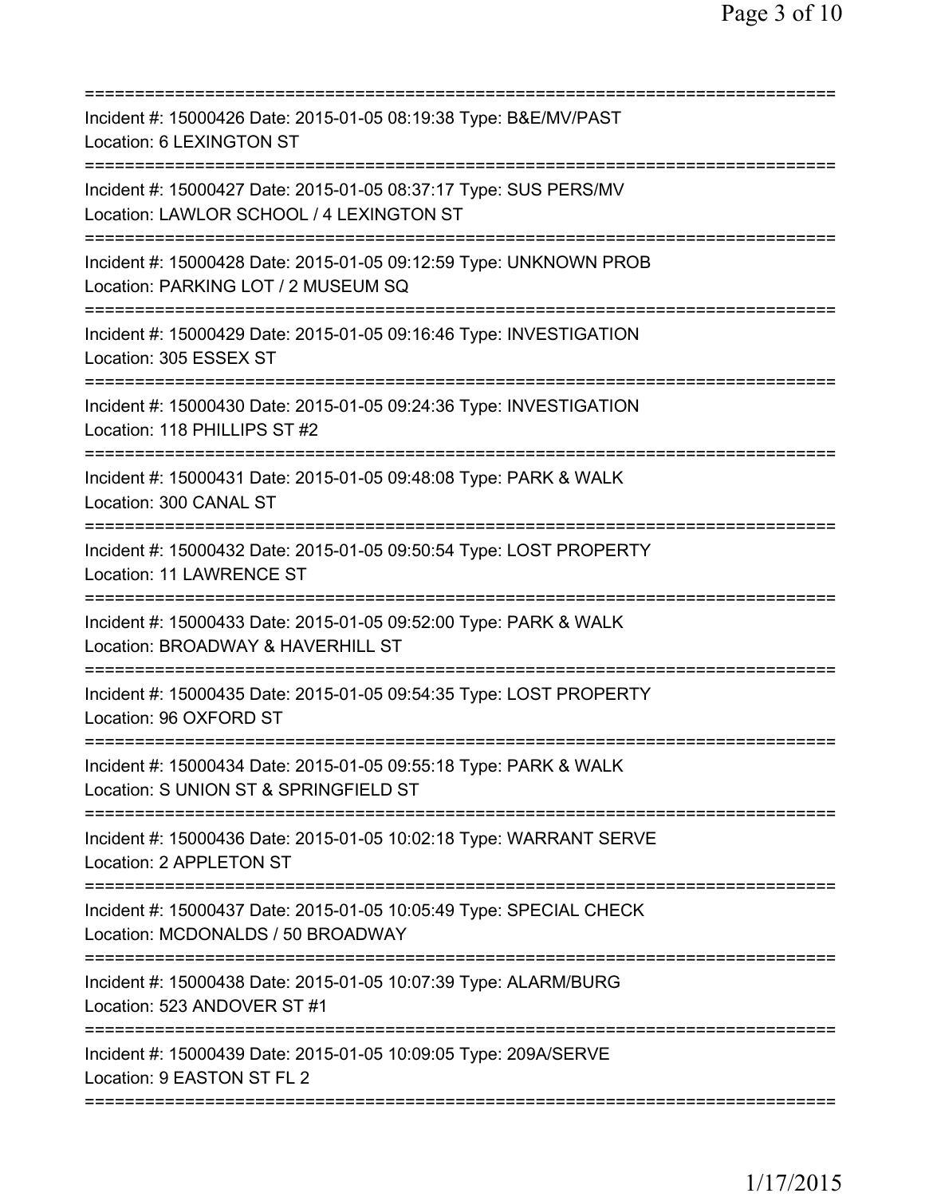===========================================================================

Incident #: 15000426 Date: 2015-01-05 08:19:38 Type: B&E/MV/PAST
Location: 6 LEXINGTON ST

===========================================================================

Incident #: 15000427 Date: 2015-01-05 08:37:17 Type: SUS PERS/MV
Location: LAWLOR SCHOOL / 4 LEXINGTON ST

===========================================================================

Incident #: 15000428 Date: 2015-01-05 09:12:59 Type: UNKNOWN PROB
Location: PARKING LOT / 2 MUSEUM SQ

===========================================================================

Incident #: 15000429 Date: 2015-01-05 09:16:46 Type: INVESTIGATION
Location: 305 ESSEX ST

===========================================================================

Incident #: 15000430 Date: 2015-01-05 09:24:36 Type: INVESTIGATION
Location: 118 PHILLIPS ST #2

===========================================================================

Incident #: 15000431 Date: 2015-01-05 09:48:08 Type: PARK & WALK
Location: 300 CANAL ST

===========================================================================

Incident #: 15000432 Date: 2015-01-05 09:50:54 Type: LOST PROPERTY
Location: 11 LAWRENCE ST

===========================================================================

Incident #: 15000433 Date: 2015-01-05 09:52:00 Type: PARK & WALK
Location: BROADWAY & HAVERHILL ST

===========================================================================

Incident #: 15000435 Date: 2015-01-05 09:54:35 Type: LOST PROPERTY
Location: 96 OXFORD ST

===========================================================================

Incident #: 15000434 Date: 2015-01-05 09:55:18 Type: PARK & WALK
Location: S UNION ST & SPRINGFIELD ST

===========================================================================

Incident #: 15000436 Date: 2015-01-05 10:02:18 Type: WARRANT SERVE
Location: 2 APPLETON ST

===========================================================================

Incident #: 15000437 Date: 2015-01-05 10:05:49 Type: SPECIAL CHECK
Location: MCDONALDS / 50 BROADWAY

===========================================================================

Incident #: 15000438 Date: 2015-01-05 10:07:39 Type: ALARM/BURG
Location: 523 ANDOVER ST #1

===========================================================================

Incident #: 15000439 Date: 2015-01-05 10:09:05 Type: 209A/SERVE
Location: 9 EASTON ST FL 2

===========================================================================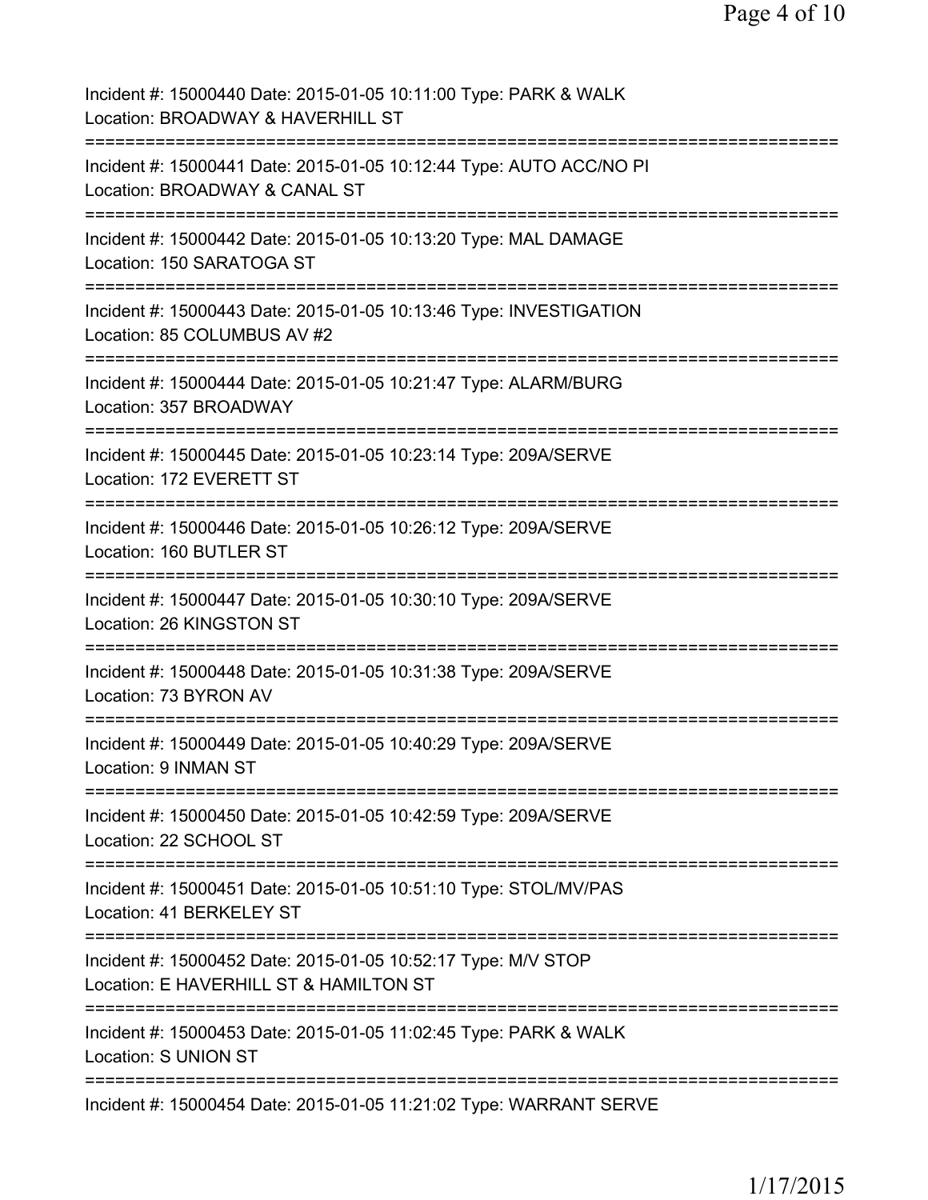Incident #: 15000440 Date: 2015-01-05 10:11:00 Type: PARK & WALK
Location: BROADWAY & HAVERHILL ST
===========================================================================
Incident #: 15000441 Date: 2015-01-05 10:12:44 Type: AUTO ACC/NO PI
Location: BROADWAY & CANAL ST
===========================================================================
Incident #: 15000442 Date: 2015-01-05 10:13:20 Type: MAL DAMAGE
Location: 150 SARATOGA ST
===========================================================================
Incident #: 15000443 Date: 2015-01-05 10:13:46 Type: INVESTIGATION
Location: 85 COLUMBUS AV #2
===========================================================================
Incident #: 15000444 Date: 2015-01-05 10:21:47 Type: ALARM/BURG
Location: 357 BROADWAY
===========================================================================
Incident #: 15000445 Date: 2015-01-05 10:23:14 Type: 209A/SERVE
Location: 172 EVERETT ST
===========================================================================
Incident #: 15000446 Date: 2015-01-05 10:26:12 Type: 209A/SERVE
Location: 160 BUTLER ST
===========================================================================
Incident #: 15000447 Date: 2015-01-05 10:30:10 Type: 209A/SERVE
Location: 26 KINGSTON ST
===========================================================================
Incident #: 15000448 Date: 2015-01-05 10:31:38 Type: 209A/SERVE
Location: 73 BYRON AV
===========================================================================
Incident #: 15000449 Date: 2015-01-05 10:40:29 Type: 209A/SERVE
Location: 9 INMAN ST
===========================================================================
Incident #: 15000450 Date: 2015-01-05 10:42:59 Type: 209A/SERVE
Location: 22 SCHOOL ST
===========================================================================
Incident #: 15000451 Date: 2015-01-05 10:51:10 Type: STOL/MV/PAS
Location: 41 BERKELEY ST
===========================================================================
Incident #: 15000452 Date: 2015-01-05 10:52:17 Type: M/V STOP
Location: E HAVERHILL ST & HAMILTON ST
===========================================================================
Incident #: 15000453 Date: 2015-01-05 11:02:45 Type: PARK & WALK
Location: S UNION ST
===========================================================================
Incident #: 15000454 Date: 2015-01-05 11:21:02 Type: WARRANT SERVE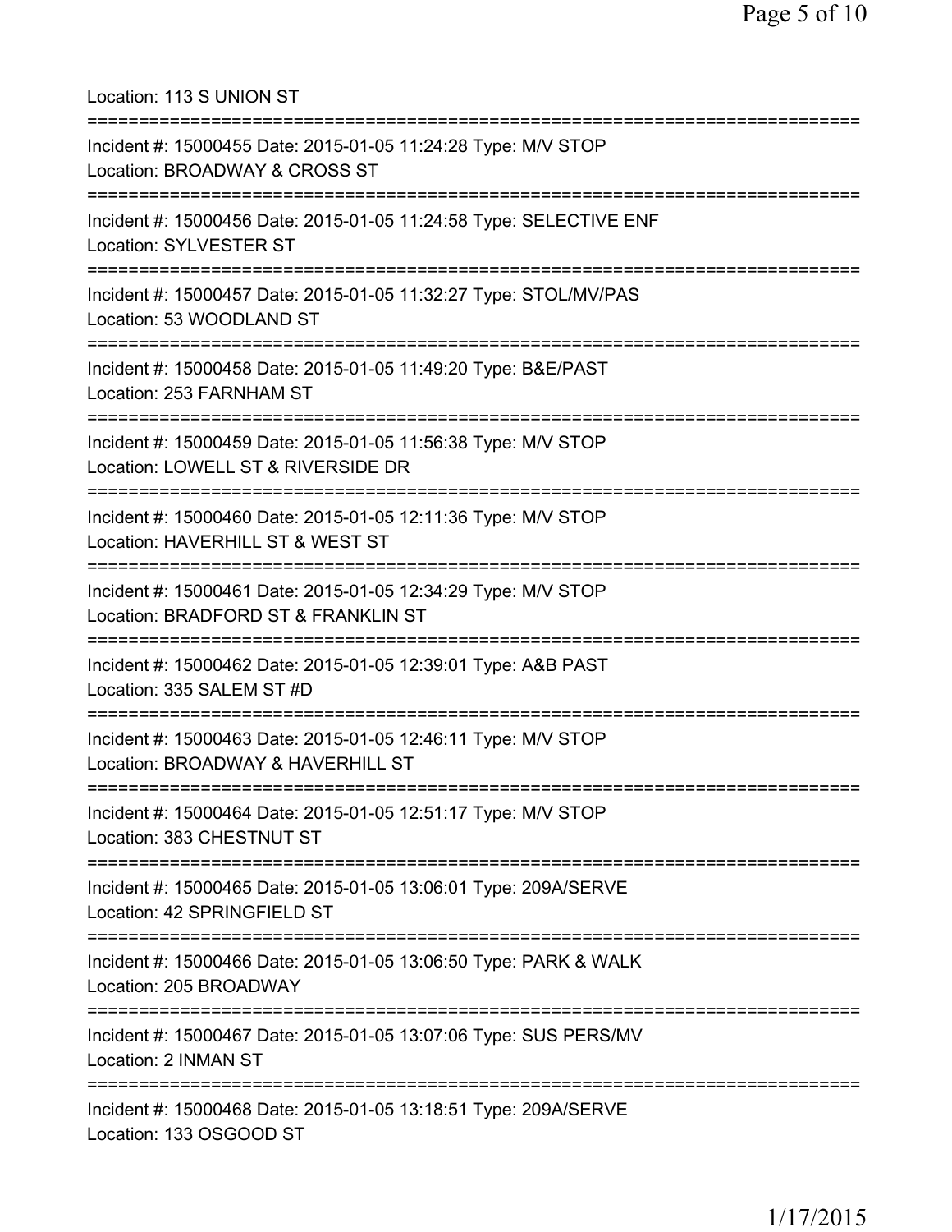Location: 113 S UNION ST

===========================================================================

Incident #: 15000455 Date: 2015-01-05 11:24:28 Type: M/V STOP
Location: BROADWAY & CROSS ST

===========================================================================

Incident #: 15000456 Date: 2015-01-05 11:24:58 Type: SELECTIVE ENF
Location: SYLVESTER ST

===========================================================================

Incident #: 15000457 Date: 2015-01-05 11:32:27 Type: STOL/MV/PAS
Location: 53 WOODLAND ST

===========================================================================

Incident #: 15000458 Date: 2015-01-05 11:49:20 Type: B&E/PAST
Location: 253 FARNHAM ST

===========================================================================

Incident #: 15000459 Date: 2015-01-05 11:56:38 Type: M/V STOP
Location: LOWELL ST & RIVERSIDE DR

===========================================================================

Incident #: 15000460 Date: 2015-01-05 12:11:36 Type: M/V STOP
Location: HAVERHILL ST & WEST ST

===========================================================================

Incident #: 15000461 Date: 2015-01-05 12:34:29 Type: M/V STOP
Location: BRADFORD ST & FRANKLIN ST

===========================================================================

Incident #: 15000462 Date: 2015-01-05 12:39:01 Type: A&B PAST
Location: 335 SALEM ST #D

===========================================================================

Incident #: 15000463 Date: 2015-01-05 12:46:11 Type: M/V STOP
Location: BROADWAY & HAVERHILL ST

===========================================================================

Incident #: 15000464 Date: 2015-01-05 12:51:17 Type: M/V STOP
Location: 383 CHESTNUT ST

===========================================================================

Incident #: 15000465 Date: 2015-01-05 13:06:01 Type: 209A/SERVE
Location: 42 SPRINGFIELD ST

===========================================================================

Incident #: 15000466 Date: 2015-01-05 13:06:50 Type: PARK & WALK
Location: 205 BROADWAY

===========================================================================

Incident #: 15000467 Date: 2015-01-05 13:07:06 Type: SUS PERS/MV
Location: 2 INMAN ST

===========================================================================

Incident #: 15000468 Date: 2015-01-05 13:18:51 Type: 209A/SERVE
Location: 133 OSGOOD ST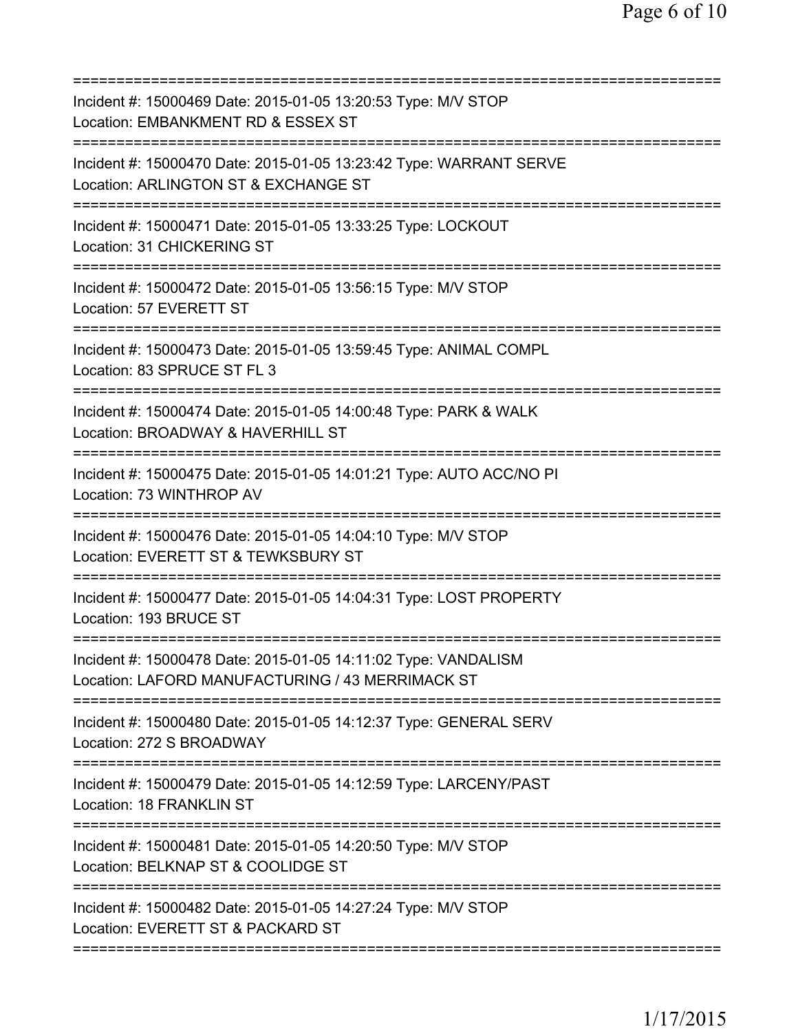===========================================================================
Incident #: 15000469 Date: 2015-01-05 13:20:53 Type: M/V STOP
Location: EMBANKMENT RD & ESSEX ST
===========================================================================
Incident #: 15000470 Date: 2015-01-05 13:23:42 Type: WARRANT SERVE
Location: ARLINGTON ST & EXCHANGE ST
===========================================================================
Incident #: 15000471 Date: 2015-01-05 13:33:25 Type: LOCKOUT
Location: 31 CHICKERING ST
===========================================================================
Incident #: 15000472 Date: 2015-01-05 13:56:15 Type: M/V STOP
Location: 57 EVERETT ST
===========================================================================
Incident #: 15000473 Date: 2015-01-05 13:59:45 Type: ANIMAL COMPL
Location: 83 SPRUCE ST FL 3
===========================================================================
Incident #: 15000474 Date: 2015-01-05 14:00:48 Type: PARK & WALK
Location: BROADWAY & HAVERHILL ST
===========================================================================
Incident #: 15000475 Date: 2015-01-05 14:01:21 Type: AUTO ACC/NO PI
Location: 73 WINTHROP AV
===========================================================================
Incident #: 15000476 Date: 2015-01-05 14:04:10 Type: M/V STOP
Location: EVERETT ST & TEWKSBURY ST
===========================================================================
Incident #: 15000477 Date: 2015-01-05 14:04:31 Type: LOST PROPERTY
Location: 193 BRUCE ST
===========================================================================
Incident #: 15000478 Date: 2015-01-05 14:11:02 Type: VANDALISM
Location: LAFORD MANUFACTURING / 43 MERRIMACK ST
===========================================================================
Incident #: 15000480 Date: 2015-01-05 14:12:37 Type: GENERAL SERV
Location: 272 S BROADWAY
===========================================================================
Incident #: 15000479 Date: 2015-01-05 14:12:59 Type: LARCENY/PAST
Location: 18 FRANKLIN ST
===========================================================================
Incident #: 15000481 Date: 2015-01-05 14:20:50 Type: M/V STOP
Location: BELKNAP ST & COOLIDGE ST
===========================================================================
Incident #: 15000482 Date: 2015-01-05 14:27:24 Type: M/V STOP
Location: EVERETT ST & PACKARD ST
===========================================================================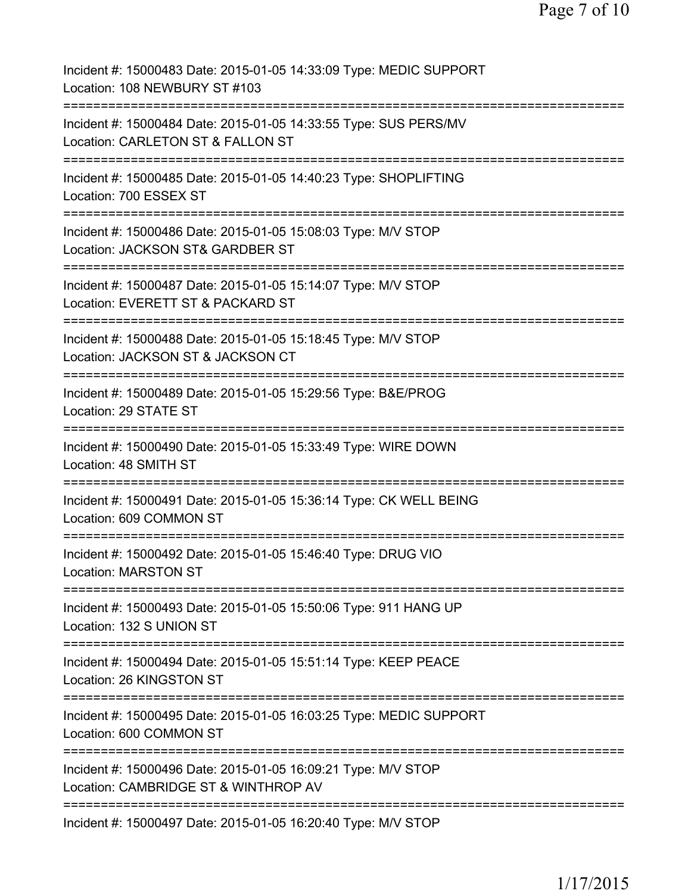Incident #: 15000483 Date: 2015-01-05 14:33:09 Type: MEDIC SUPPORT
Location: 108 NEWBURY ST #103
===========================================================================
Incident #: 15000484 Date: 2015-01-05 14:33:55 Type: SUS PERS/MV
Location: CARLETON ST & FALLON ST
===========================================================================
Incident #: 15000485 Date: 2015-01-05 14:40:23 Type: SHOPLIFTING
Location: 700 ESSEX ST
===========================================================================
Incident #: 15000486 Date: 2015-01-05 15:08:03 Type: M/V STOP
Location: JACKSON ST& GARDBER ST
===========================================================================
Incident #: 15000487 Date: 2015-01-05 15:14:07 Type: M/V STOP
Location: EVERETT ST & PACKARD ST
===========================================================================
Incident #: 15000488 Date: 2015-01-05 15:18:45 Type: M/V STOP
Location: JACKSON ST & JACKSON CT
===========================================================================
Incident #: 15000489 Date: 2015-01-05 15:29:56 Type: B&E/PROG
Location: 29 STATE ST
===========================================================================
Incident #: 15000490 Date: 2015-01-05 15:33:49 Type: WIRE DOWN
Location: 48 SMITH ST
===========================================================================
Incident #: 15000491 Date: 2015-01-05 15:36:14 Type: CK WELL BEING
Location: 609 COMMON ST
===========================================================================
Incident #: 15000492 Date: 2015-01-05 15:46:40 Type: DRUG VIO
Location: MARSTON ST
===========================================================================
Incident #: 15000493 Date: 2015-01-05 15:50:06 Type: 911 HANG UP
Location: 132 S UNION ST
===========================================================================
Incident #: 15000494 Date: 2015-01-05 15:51:14 Type: KEEP PEACE
Location: 26 KINGSTON ST
===========================================================================
Incident #: 15000495 Date: 2015-01-05 16:03:25 Type: MEDIC SUPPORT
Location: 600 COMMON ST
===========================================================================
Incident #: 15000496 Date: 2015-01-05 16:09:21 Type: M/V STOP
Location: CAMBRIDGE ST & WINTHROP AV
===========================================================================
Incident #: 15000497 Date: 2015-01-05 16:20:40 Type: M/V STOP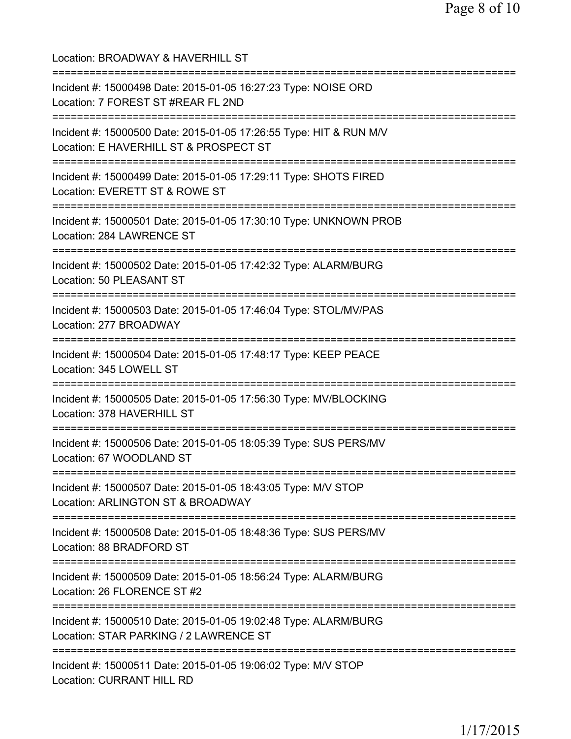Location: BROADWAY & HAVERHILL ST

===========================================================================

Incident #: 15000498 Date: 2015-01-05 16:27:23 Type: NOISE ORD
Location: 7 FOREST ST #REAR FL 2ND

===========================================================================

Incident #: 15000500 Date: 2015-01-05 17:26:55 Type: HIT & RUN M/V
Location: E HAVERHILL ST & PROSPECT ST

===========================================================================

Incident #: 15000499 Date: 2015-01-05 17:29:11 Type: SHOTS FIRED
Location: EVERETT ST & ROWE ST

===========================================================================

Incident #: 15000501 Date: 2015-01-05 17:30:10 Type: UNKNOWN PROB
Location: 284 LAWRENCE ST

===========================================================================

Incident #: 15000502 Date: 2015-01-05 17:42:32 Type: ALARM/BURG
Location: 50 PLEASANT ST

===========================================================================

Incident #: 15000503 Date: 2015-01-05 17:46:04 Type: STOL/MV/PAS
Location: 277 BROADWAY

===========================================================================

Incident #: 15000504 Date: 2015-01-05 17:48:17 Type: KEEP PEACE
Location: 345 LOWELL ST

===========================================================================

Incident #: 15000505 Date: 2015-01-05 17:56:30 Type: MV/BLOCKING
Location: 378 HAVERHILL ST

===========================================================================

Incident #: 15000506 Date: 2015-01-05 18:05:39 Type: SUS PERS/MV
Location: 67 WOODLAND ST

===========================================================================

Incident #: 15000507 Date: 2015-01-05 18:43:05 Type: M/V STOP
Location: ARLINGTON ST & BROADWAY

===========================================================================

Incident #: 15000508 Date: 2015-01-05 18:48:36 Type: SUS PERS/MV
Location: 88 BRADFORD ST

===========================================================================

Incident #: 15000509 Date: 2015-01-05 18:56:24 Type: ALARM/BURG
Location: 26 FLORENCE ST #2

===========================================================================

Incident #: 15000510 Date: 2015-01-05 19:02:48 Type: ALARM/BURG
Location: STAR PARKING / 2 LAWRENCE ST

===========================================================================

Incident #: 15000511 Date: 2015-01-05 19:06:02 Type: M/V STOP
Location: CURRANT HILL RD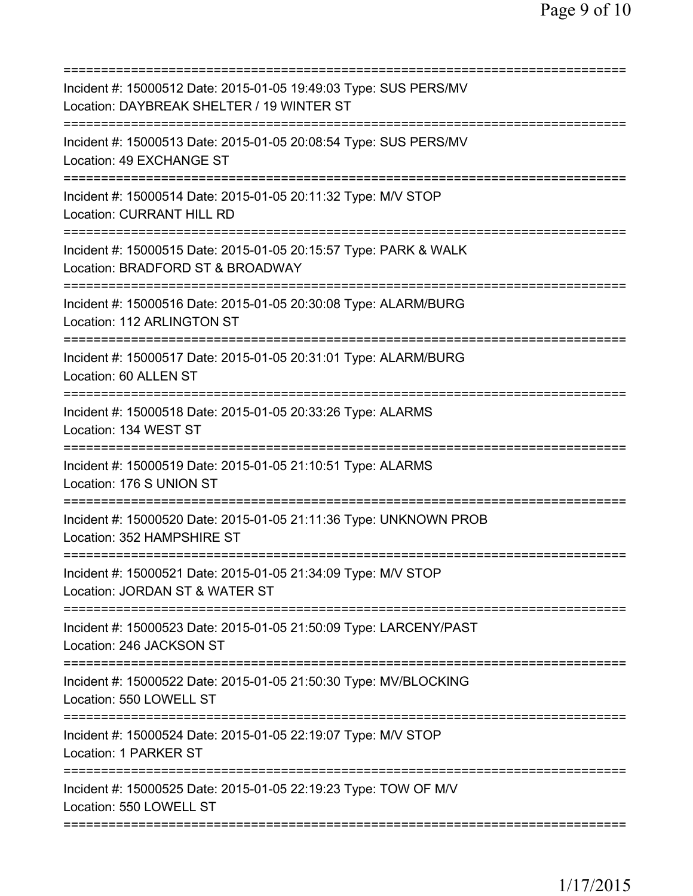===========================================================================
Incident #: 15000512 Date: 2015-01-05 19:49:03 Type: SUS PERS/MV
Location: DAYBREAK SHELTER / 19 WINTER ST
===========================================================================
Incident #: 15000513 Date: 2015-01-05 20:08:54 Type: SUS PERS/MV
Location: 49 EXCHANGE ST
===========================================================================
Incident #: 15000514 Date: 2015-01-05 20:11:32 Type: M/V STOP
Location: CURRANT HILL RD
===========================================================================
Incident #: 15000515 Date: 2015-01-05 20:15:57 Type: PARK & WALK
Location: BRADFORD ST & BROADWAY
===========================================================================
Incident #: 15000516 Date: 2015-01-05 20:30:08 Type: ALARM/BURG
Location: 112 ARLINGTON ST
===========================================================================
Incident #: 15000517 Date: 2015-01-05 20:31:01 Type: ALARM/BURG
Location: 60 ALLEN ST
===========================================================================
Incident #: 15000518 Date: 2015-01-05 20:33:26 Type: ALARMS
Location: 134 WEST ST
===========================================================================
Incident #: 15000519 Date: 2015-01-05 21:10:51 Type: ALARMS
Location: 176 S UNION ST
===========================================================================
Incident #: 15000520 Date: 2015-01-05 21:11:36 Type: UNKNOWN PROB
Location: 352 HAMPSHIRE ST
===========================================================================
Incident #: 15000521 Date: 2015-01-05 21:34:09 Type: M/V STOP
Location: JORDAN ST & WATER ST
===========================================================================
Incident #: 15000523 Date: 2015-01-05 21:50:09 Type: LARCENY/PAST
Location: 246 JACKSON ST
===========================================================================
Incident #: 15000522 Date: 2015-01-05 21:50:30 Type: MV/BLOCKING
Location: 550 LOWELL ST
===========================================================================
Incident #: 15000524 Date: 2015-01-05 22:19:07 Type: M/V STOP
Location: 1 PARKER ST
===========================================================================
Incident #: 15000525 Date: 2015-01-05 22:19:23 Type: TOW OF M/V
Location: 550 LOWELL ST
===========================================================================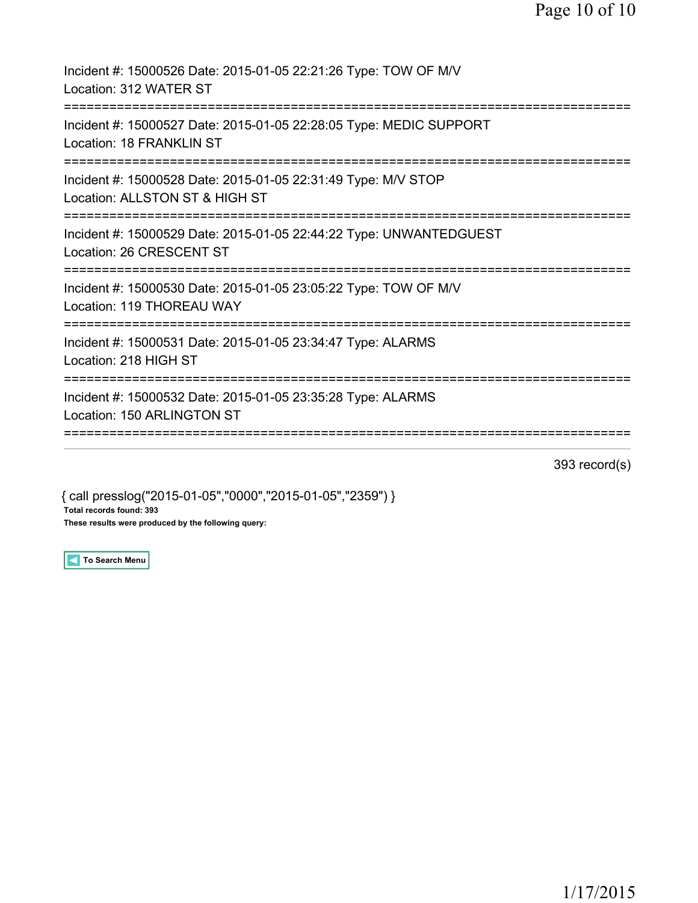Incident #: 15000526 Date: 2015-01-05 22:21:26 Type: TOW OF M/V
Location: 312 WATER ST
===========================================================================
Incident #: 15000527 Date: 2015-01-05 22:28:05 Type: MEDIC SUPPORT
Location: 18 FRANKLIN ST
===========================================================================
Incident #: 15000528 Date: 2015-01-05 22:31:49 Type: M/V STOP
Location: ALLSTON ST & HIGH ST
===========================================================================
Incident #: 15000529 Date: 2015-01-05 22:44:22 Type: UNWANTEDGUEST
Location: 26 CRESCENT ST
===========================================================================
Incident #: 15000530 Date: 2015-01-05 23:05:22 Type: TOW OF M/V
Location: 119 THOREAU WAY
===========================================================================
Incident #: 15000531 Date: 2015-01-05 23:34:47 Type: ALARMS
Location: 218 HIGH ST
===========================================================================
Incident #: 15000532 Date: 2015-01-05 23:35:28 Type: ALARMS
Location: 150 ARLINGTON ST
===========================================================================

393 record(s)

{ call presslog("2015-01-05","0000","2015-01-05","2359") }

**Total records found: 393**

**These results were produced by the following query:**

To Search Menu